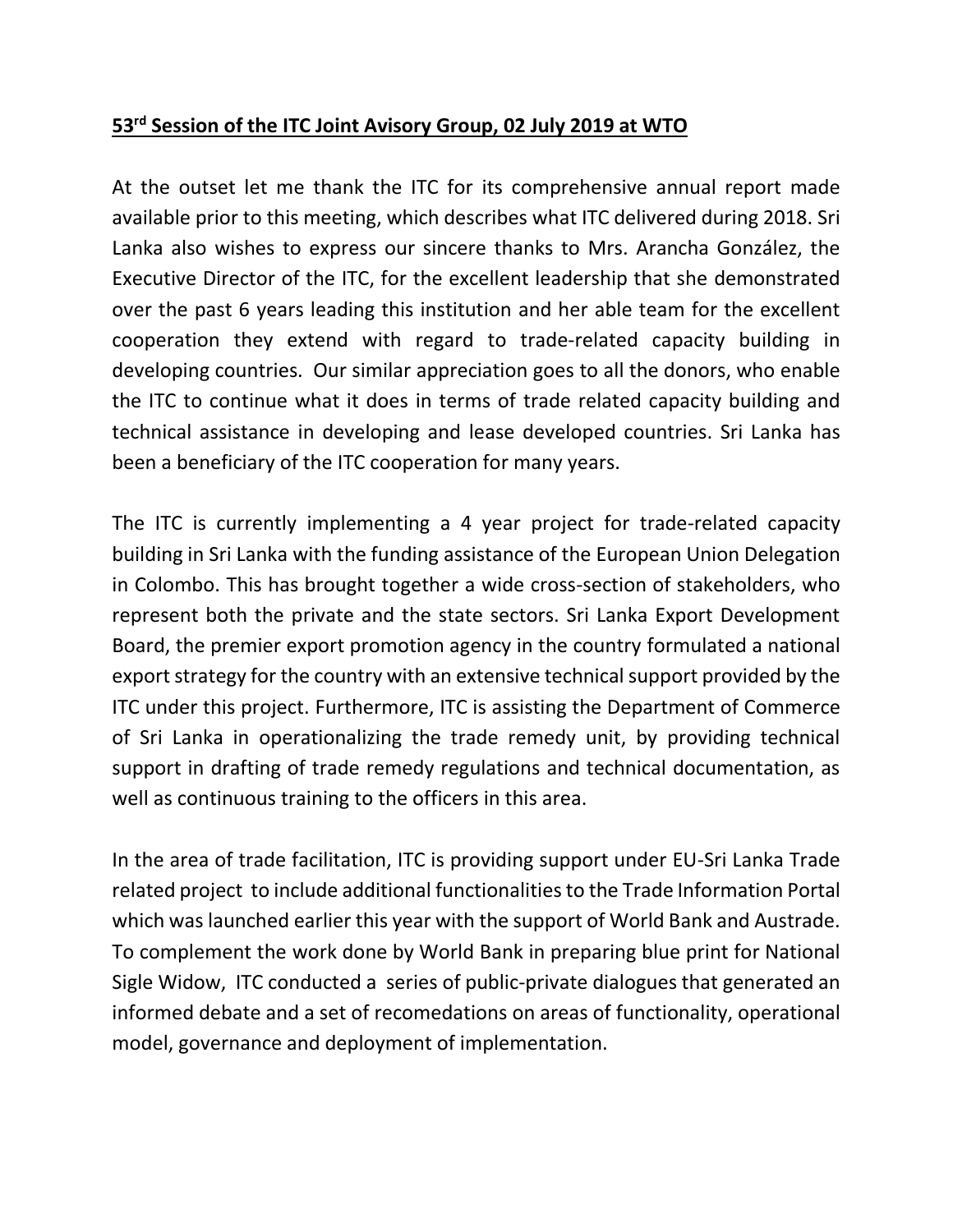**53[rd] Session of the ITC Joint Avisory Group, 02 July 2019 at WTO**

At the outset let me thank the ITC for its comprehensive annual report made available prior to this meeting, which describes what ITC delivered during 2018. Sri Lanka also wishes to express our sincere thanks to Mrs. Arancha González, the Executive Director of the ITC, for the excellent leadership that she demonstrated over the past 6 years leading this institution and her able team for the excellent cooperation they extend with regard to trade-related capacity building in developing countries. Our similar appreciation goes to all the donors, who enable the ITC to continue what it does in terms of trade related capacity building and technical assistance in developing and lease developed countries. Sri Lanka has been a beneficiary of the ITC cooperation for many years.

The ITC is currently implementing a 4 year project for trade-related capacity building in Sri Lanka with the funding assistance of the European Union Delegation in Colombo. This has brought together a wide cross-section of stakeholders, who represent both the private and the state sectors. Sri Lanka Export Development Board, the premier export promotion agency in the country formulated a national export strategy for the country with an extensive technical support provided by the ITC under this project. Furthermore, ITC is assisting the Department of Commerce of Sri Lanka in operationalizing the trade remedy unit, by providing technical support in drafting of trade remedy regulations and technical documentation, as well as continuous training to the officers in this area.

In the area of trade facilitation, ITC is providing support under EU-Sri Lanka Trade related project to include additional functionalities to the Trade Information Portal which was launched earlier this year with the support of World Bank and Austrade. To complement the work done by World Bank in preparing blue print for National Sigle Widow, ITC conducted a series of public-private dialogues that generated an informed debate and a set of recomedations on areas of functionality, operational model, governance and deployment of implementation.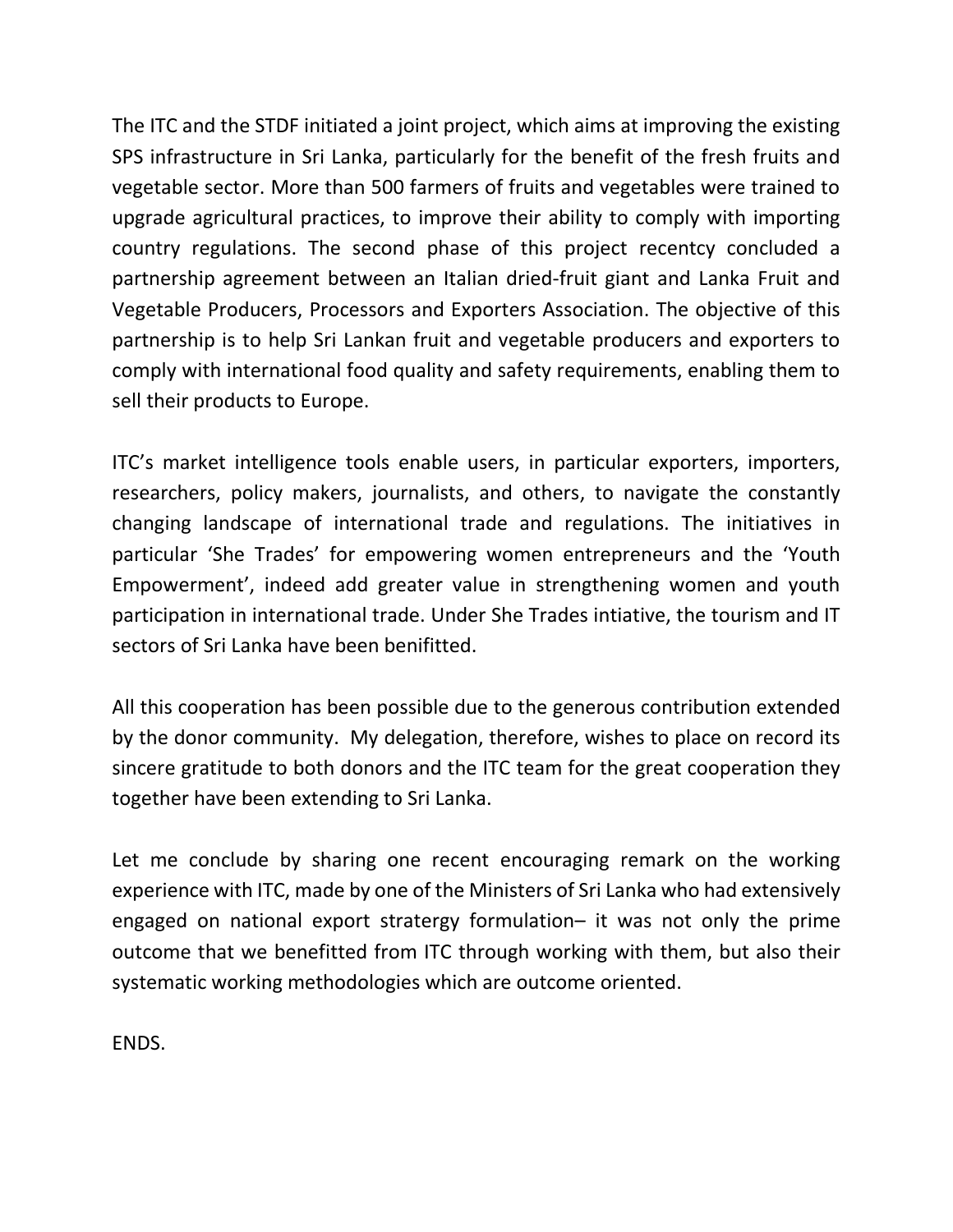The ITC and the STDF initiated a joint project, which aims at improving the existing SPS infrastructure in Sri Lanka, particularly for the benefit of the fresh fruits and vegetable sector. More than 500 farmers of fruits and vegetables were trained to upgrade agricultural practices, to improve their ability to comply with importing country regulations. The second phase of this project recentcy concluded a partnership agreement between an Italian dried-fruit giant and Lanka Fruit and Vegetable Producers, Processors and Exporters Association. The objective of this partnership is to help Sri Lankan fruit and vegetable producers and exporters to comply with international food quality and safety requirements, enabling them to sell their products to Europe.

ITC's market intelligence tools enable users, in particular exporters, importers, researchers, policy makers, journalists, and others, to navigate the constantly changing landscape of international trade and regulations. The initiatives in particular 'She Trades' for empowering women entrepreneurs and the 'Youth Empowerment', indeed add greater value in strengthening women and youth participation in international trade. Under She Trades intiative, the tourism and IT sectors of Sri Lanka have been benifitted.

All this cooperation has been possible due to the generous contribution extended by the donor community. My delegation, therefore, wishes to place on record its sincere gratitude to both donors and the ITC team for the great cooperation they together have been extending to Sri Lanka.

Let me conclude by sharing one recent encouraging remark on the working experience with ITC, made by one of the Ministers of Sri Lanka who had extensively engaged on national export stratergy formulation– it was not only the prime outcome that we benefitted from ITC through working with them, but also their systematic working methodologies which are outcome oriented.

ENDS.